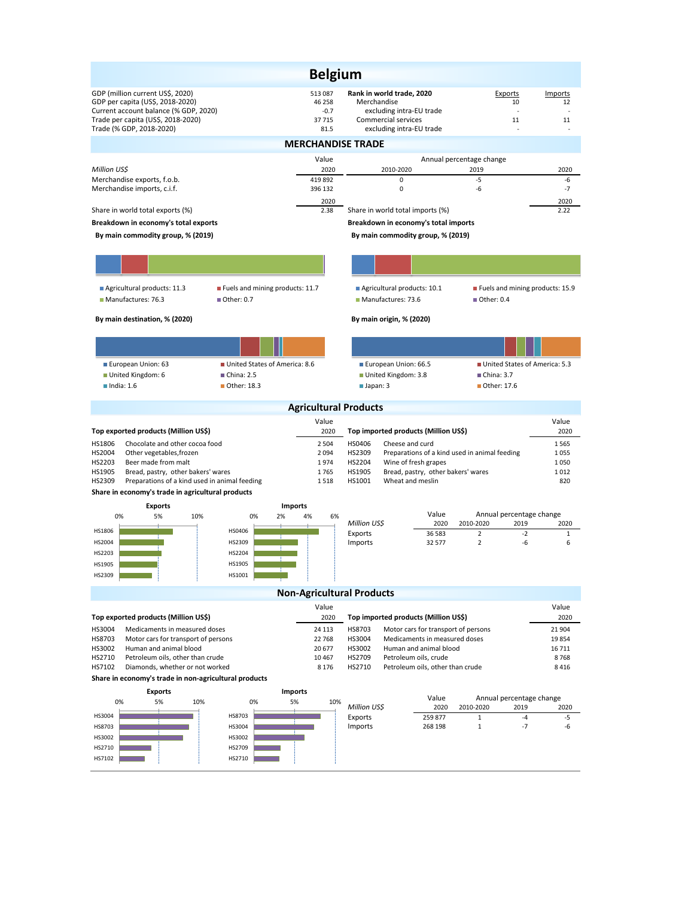# Belgium

| | | | | |
|---|---|---|---|---|
| GDP (million current US$, 2020) | 513 087 | **Rank in world trade, 2020** | Exports | Imports |
| GDP per capita (US$, 2018-2020) | 46 258 | Merchandise | 10 | 12 |
| Current account balance (% GDP, 2020) | -0.7 | excluding intra-EU trade | - | - |
| Trade per capita (US$, 2018-2020) | 37 715 | Commercial services | 11 | 11 |
| Trade (% GDP, 2018-2020) | 81.5 | excluding intra-EU trade | - | - |

## MERCHANDISE TRADE

| *Million US$* | Value 2020 | Annual percentage change 2010-2020 | 2019 | 2020 |
|---|---|---|---|---|
| Merchandise exports, f.o.b. | 419 892 | 0 | -5 | -6 |
| Merchandise imports, c.i.f. | 396 132 | 0 | -6 | -7 |

| | 2020 | | 2020 |
|---|---|---|---|
| Share in world total exports (%) | 2.38 | Share in world total imports (%) | 2.22 |

**Breakdown in economy's total exports**

**By main commodity group, % (2019)**

Agricultural products: 11.3
Fuels and mining products: 11.7
Manufactures: 76.3
Other: 0.7

**By main destination, % (2020)**

European Union: 63
United States of America: 8.6
United Kingdom: 6
China: 2.5
India: 1.6
Other: 18.3

**Breakdown in economy's total imports**

**By main commodity group, % (2019)**

Agricultural products: 10.1
Fuels and mining products: 15.9
Manufactures: 73.6
Other: 0.4

**By main origin, % (2020)**

European Union: 66.5
United States of America: 5.3
United Kingdom: 3.8
China: 3.7
Japan: 3
Other: 17.6

## Agricultural Products

| **Top exported products (Million US$)** | | Value 2020 |
|---|---|---|
| HS1806 | Chocolate and other cocoa food | 2 504 |
| HS2004 | Other vegetables,frozen | 2 094 |
| HS2203 | Beer made from malt | 1 974 |
| HS1905 | Bread, pastry, other bakers' wares | 1 765 |
| HS2309 | Preparations of a kind used in animal feeding | 1 518 |

| **Top imported products (Million US$)** | | Value 2020 |
|---|---|---|
| HS0406 | Cheese and curd | 1 565 |
| HS2309 | Preparations of a kind used in animal feeding | 1 055 |
| HS2204 | Wine of fresh grapes | 1 050 |
| HS1905 | Bread, pastry, other bakers' wares | 1 012 |
| HS1001 | Wheat and meslin | 820 |

**Share in economy's trade in agricultural products**

Exports
0% 5% 10%
HS1806
HS2004
HS2203
HS1905
HS2309

Imports
0% 2% 4% 6%
HS0406
HS2309
HS2204
HS1905
HS1001

| *Million US$* | Value 2020 | Annual percentage change 2010-2020 | 2019 | 2020 |
|---|---|---|---|---|
| Exports | 36 583 | 2 | -2 | 1 |
| Imports | 32 577 | 2 | -6 | 6 |

## Non-Agricultural Products

| **Top exported products (Million US$)** | | Value 2020 |
|---|---|---|
| HS3004 | Medicaments in measured doses | 24 113 |
| HS8703 | Motor cars for transport of persons | 22 768 |
| HS3002 | Human and animal blood | 20 677 |
| HS2710 | Petroleum oils, other than crude | 10 467 |
| HS7102 | Diamonds, whether or not worked | 8 176 |

| **Top imported products (Million US$)** | | Value 2020 |
|---|---|---|
| HS8703 | Motor cars for transport of persons | 21 904 |
| HS3004 | Medicaments in measured doses | 19 854 |
| HS3002 | Human and animal blood | 16 711 |
| HS2709 | Petroleum oils, crude | 8 768 |
| HS2710 | Petroleum oils, other than crude | 8 416 |

**Share in economy's trade in non-agricultural products**

Exports
0% 5% 10%
HS3004
HS8703
HS3002
HS2710
HS7102

Imports
0% 5% 10%
HS8703
HS3004
HS3002
HS2709
HS2710

| *Million US$* | Value 2020 | Annual percentage change 2010-2020 | 2019 | 2020 |
|---|---|---|---|---|
| Exports | 259 877 | 1 | -4 | -5 |
| Imports | 268 198 | 1 | -7 | -6 |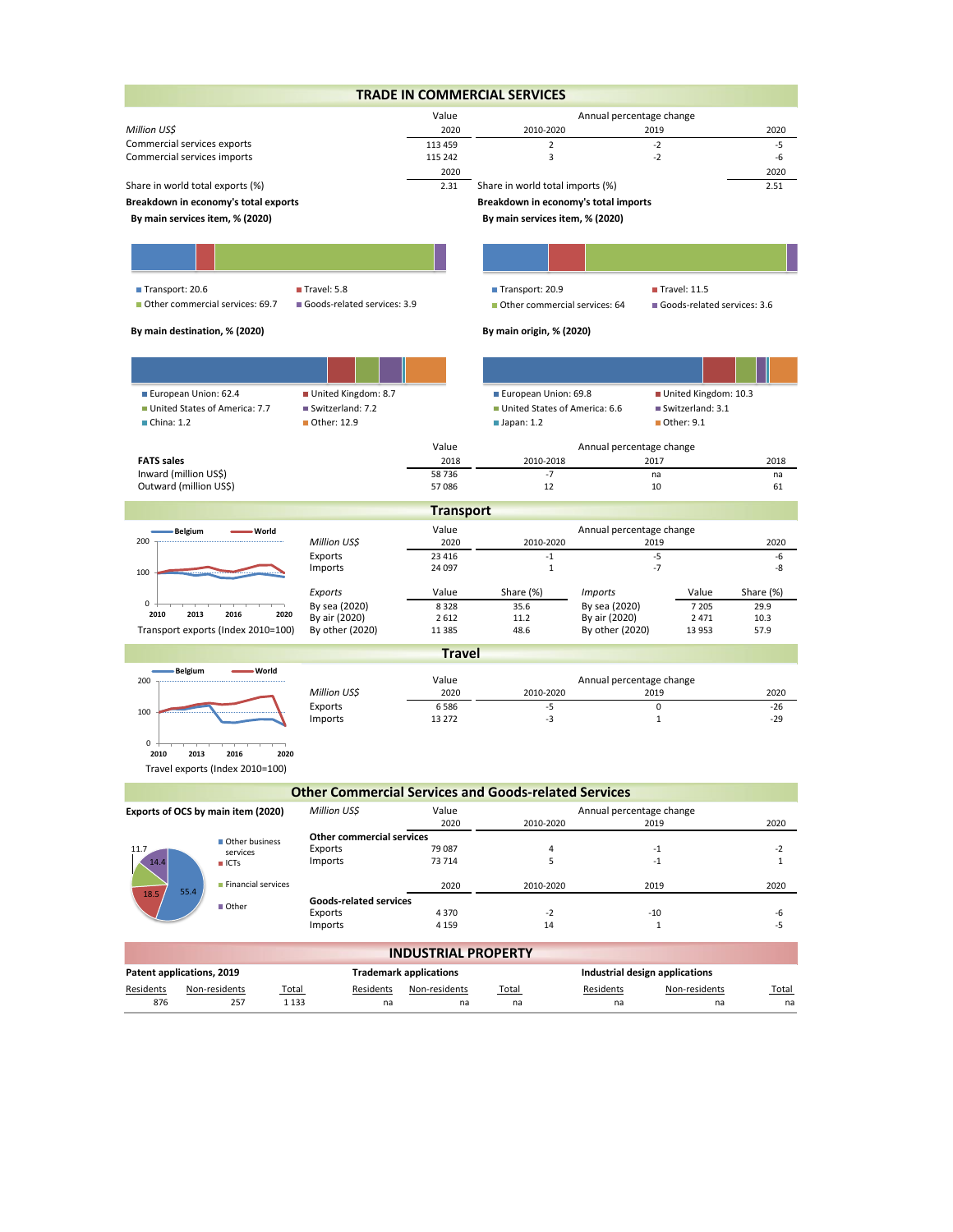## TRADE IN COMMERCIAL SERVICES

| *Million US$* | Value 2020 | Annual percentage change 2010-2020 | 2019 | 2020 |
|---|---|---|---|---|
| Commercial services exports | 113 459 | 2 | -2 | -5 |
| Commercial services imports | 115 242 | 3 | -2 | -6 |

| | 2020 | | 2020 |
|---|---|---|---|
| Share in world total exports (%) | 2.31 | Share in world total imports (%) | 2.51 |

**Breakdown in economy's total exports**

**By main services item, % (2020)**

Transport: 20.6
Travel: 5.8
Other commercial services: 69.7
Goods-related services: 3.9

**Breakdown in economy's total imports**

**By main services item, % (2020)**

Transport: 20.9
Travel: 11.5
Other commercial services: 64
Goods-related services: 3.6

**By main destination, % (2020)**

European Union: 62.4
United Kingdom: 8.7
United States of America: 7.7
Switzerland: 7.2
China: 1.2
Other: 12.9

**By main origin, % (2020)**

European Union: 69.8
United Kingdom: 10.3
United States of America: 6.6
Switzerland: 3.1
Japan: 1.2
Other: 9.1

| **FATS sales** | Value 2018 | Annual percentage change 2010-2018 | 2017 | 2018 |
|---|---|---|---|---|
| Inward (million US$) | 58 736 | -7 | na | na |
| Outward (million US$) | 57 086 | 12 | 10 | 61 |

## Transport

Belgium
World
200
100
0
2010
2013
2016
2020
Transport exports (Index 2010=100)

| *Million US$* | Value 2020 | Annual percentage change 2010-2020 | 2019 | 2020 |
|---|---|---|---|---|
| Exports | 23 416 | -1 | -5 | -6 |
| Imports | 24 097 | 1 | -7 | -8 |

| *Exports* | Value | Share (%) | *Imports* | Value | Share (%) |
|---|---|---|---|---|---|
| By sea (2020) | 8 328 | 35.6 | By sea (2020) | 7 205 | 29.9 |
| By air (2020) | 2 612 | 11.2 | By air (2020) | 2 471 | 10.3 |
| By other (2020) | 11 385 | 48.6 | By other (2020) | 13 953 | 57.9 |

## Travel

Belgium
World
200
100
0
2010
2013
2016
2020
Travel exports (Index 2010=100)

| *Million US$* | Value 2020 | Annual percentage change 2010-2020 | 2019 | 2020 |
|---|---|---|---|---|
| Exports | 6 586 | -5 | 0 | -26 |
| Imports | 13 272 | -3 | 1 | -29 |

## Other Commercial Services and Goods-related Services

**Exports of OCS by main item (2020)**

Other business services
ICTs
Financial services
Other
55.4
18.5
14.4
11.7

| *Million US$* | Value 2020 | Annual percentage change 2010-2020 | 2019 | 2020 |
|---|---|---|---|---|
| **Other commercial services** | | | | |
| Exports | 79 087 | 4 | -1 | -2 |
| Imports | 73 714 | 5 | -1 | 1 |
| **Goods-related services** | 2020 | 2010-2020 | 2019 | 2020 |
| Exports | 4 370 | -2 | -10 | -6 |
| Imports | 4 159 | 14 | 1 | -5 |

## INDUSTRIAL PROPERTY

| Patent applications, 2019 | | | Trademark applications | | | Industrial design applications | | |
|---|---|---|---|---|---|---|---|---|
| Residents | Non-residents | Total | Residents | Non-residents | Total | Residents | Non-residents | Total |
| 876 | 257 | 1 133 | na | na | na | na | na | na |